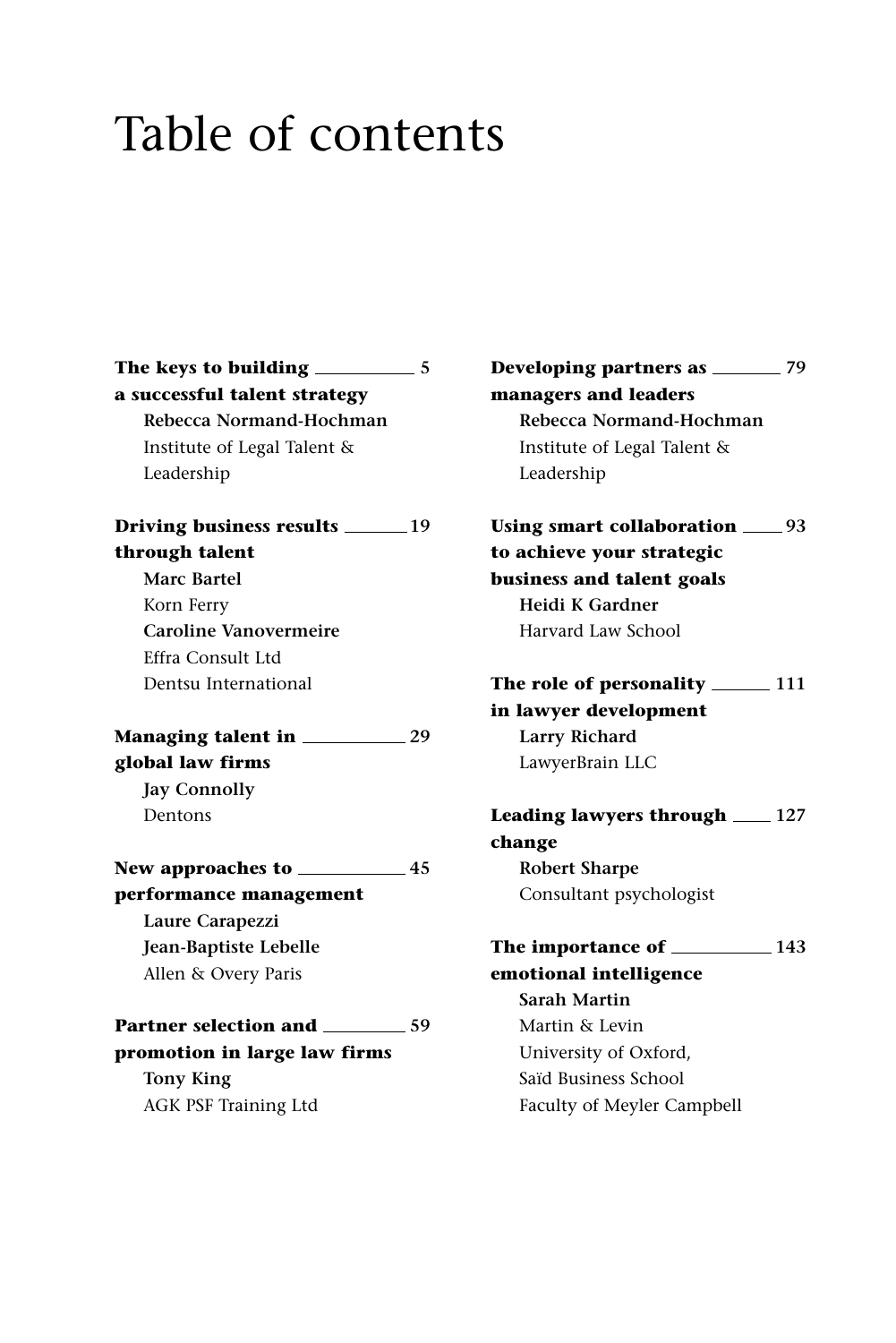# Table of contents

**The keys to building a successful talent strategy** — 5
**Rebecca Normand-Hochman**
Institute of Legal Talent & Leadership

**Driving business results through talent** — 19
**Marc Bartel**
Korn Ferry
**Caroline Vanovermeire**
Effra Consult Ltd
Dentsu International

**Managing talent in global law firms** — 29
**Jay Connolly**
Dentons

**New approaches to performance management** — 45
**Laure Carapezzi**
**Jean-Baptiste Lebelle**
Allen & Overy Paris

**Partner selection and promotion in large law firms** — 59
**Tony King**
AGK PSF Training Ltd

**Developing partners as managers and leaders** — 79
**Rebecca Normand-Hochman**
Institute of Legal Talent & Leadership

**Using smart collaboration to achieve your strategic business and talent goals** — 93
**Heidi K Gardner**
Harvard Law School

**The role of personality in lawyer development** — 111
**Larry Richard**
LawyerBrain LLC

**Leading lawyers through change** — 127
**Robert Sharpe**
Consultant psychologist

**The importance of emotional intelligence** — 143
**Sarah Martin**
Martin & Levin
University of Oxford,
Saïd Business School
Faculty of Meyler Campbell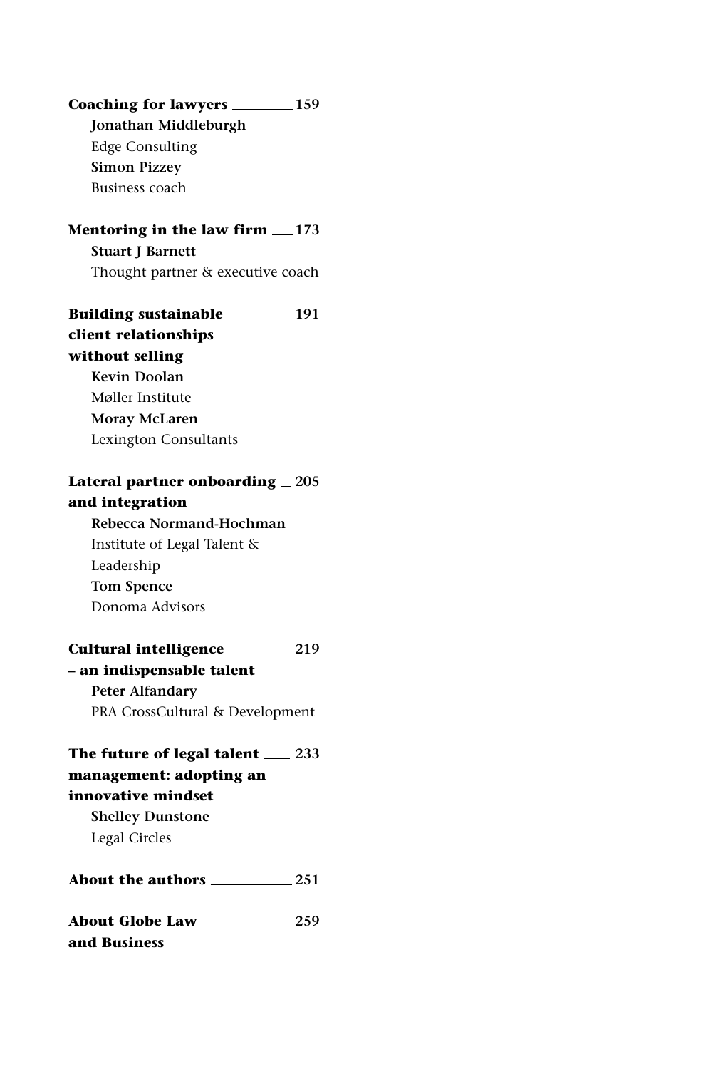**Coaching for lawyers** 159

**Jonathan Middleburgh**
Edge Consulting
**Simon Pizzey**
Business coach

**Mentoring in the law firm** 173

**Stuart J Barnett**
Thought partner & executive coach

**Building sustainable client relationships without selling** 191

**Kevin Doolan**
Møller Institute
**Moray McLaren**
Lexington Consultants

**Lateral partner onboarding and integration** 205

**Rebecca Normand-Hochman**
Institute of Legal Talent & Leadership
**Tom Spence**
Donoma Advisors

**Cultural intelligence – an indispensable talent** 219

**Peter Alfandary**
PRA CrossCultural & Development

**The future of legal talent management: adopting an innovative mindset** 233

**Shelley Dunstone**
Legal Circles

**About the authors** 251

**About Globe Law and Business** 259